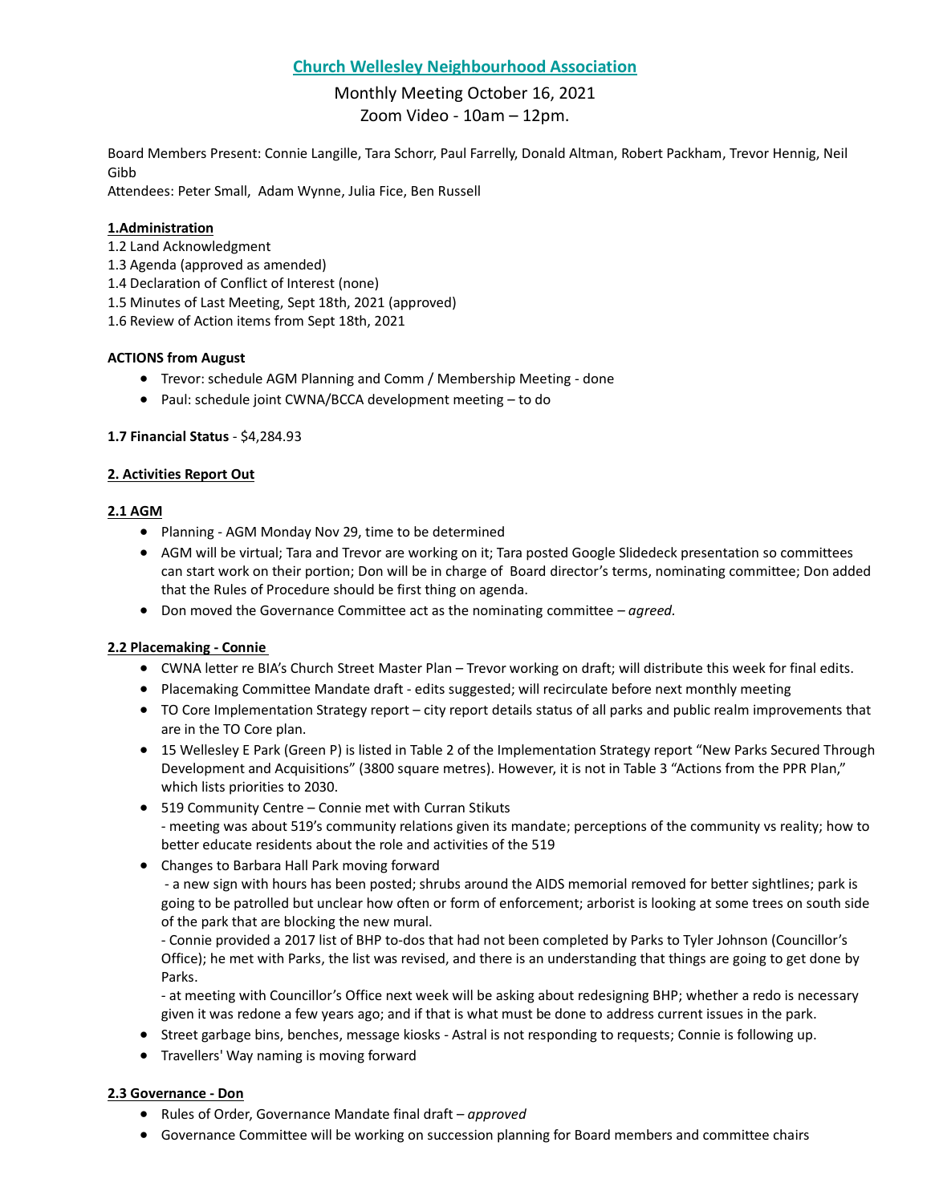# Church Wellesley Neighbourhood Association

Monthly Meeting October 16, 2021
Zoom Video - 10am – 12pm.

Board Members Present: Connie Langille, Tara Schorr, Paul Farrelly, Donald Altman, Robert Packham, Trevor Hennig, Neil Gibb
Attendees: Peter Small, Adam Wynne, Julia Fice, Ben Russell

## 1.Administration

1.2 Land Acknowledgment
1.3 Agenda (approved as amended)
1.4 Declaration of Conflict of Interest (none)
1.5 Minutes of Last Meeting, Sept 18th, 2021 (approved)
1.6 Review of Action items from Sept 18th, 2021

**ACTIONS from August**

- Trevor: schedule AGM Planning and Comm / Membership Meeting - done
- Paul: schedule joint CWNA/BCCA development meeting – to do

**1.7 Financial Status** - $4,284.93

## 2. Activities Report Out

### 2.1 AGM

- Planning - AGM Monday Nov 29, time to be determined
- AGM will be virtual; Tara and Trevor are working on it; Tara posted Google Slidedeck presentation so committees can start work on their portion; Don will be in charge of Board director's terms, nominating committee; Don added that the Rules of Procedure should be first thing on agenda.
- Don moved the Governance Committee act as the nominating committee – *agreed.*

### 2.2 Placemaking - Connie

- CWNA letter re BIA's Church Street Master Plan – Trevor working on draft; will distribute this week for final edits.
- Placemaking Committee Mandate draft - edits suggested; will recirculate before next monthly meeting
- TO Core Implementation Strategy report – city report details status of all parks and public realm improvements that are in the TO Core plan.
- 15 Wellesley E Park (Green P) is listed in Table 2 of the Implementation Strategy report "New Parks Secured Through Development and Acquisitions" (3800 square metres). However, it is not in Table 3 "Actions from the PPR Plan," which lists priorities to 2030.
- 519 Community Centre – Connie met with Curran Stikuts
  - meeting was about 519's community relations given its mandate; perceptions of the community vs reality; how to better educate residents about the role and activities of the 519
- Changes to Barbara Hall Park moving forward
  - a new sign with hours has been posted; shrubs around the AIDS memorial removed for better sightlines; park is going to be patrolled but unclear how often or form of enforcement; arborist is looking at some trees on south side of the park that are blocking the new mural.
  - Connie provided a 2017 list of BHP to-dos that had not been completed by Parks to Tyler Johnson (Councillor's Office); he met with Parks, the list was revised, and there is an understanding that things are going to get done by Parks.
  - at meeting with Councillor's Office next week will be asking about redesigning BHP; whether a redo is necessary given it was redone a few years ago; and if that is what must be done to address current issues in the park.
- Street garbage bins, benches, message kiosks - Astral is not responding to requests; Connie is following up.
- Travellers' Way naming is moving forward

### 2.3 Governance - Don

- Rules of Order, Governance Mandate final draft – *approved*
- Governance Committee will be working on succession planning for Board members and committee chairs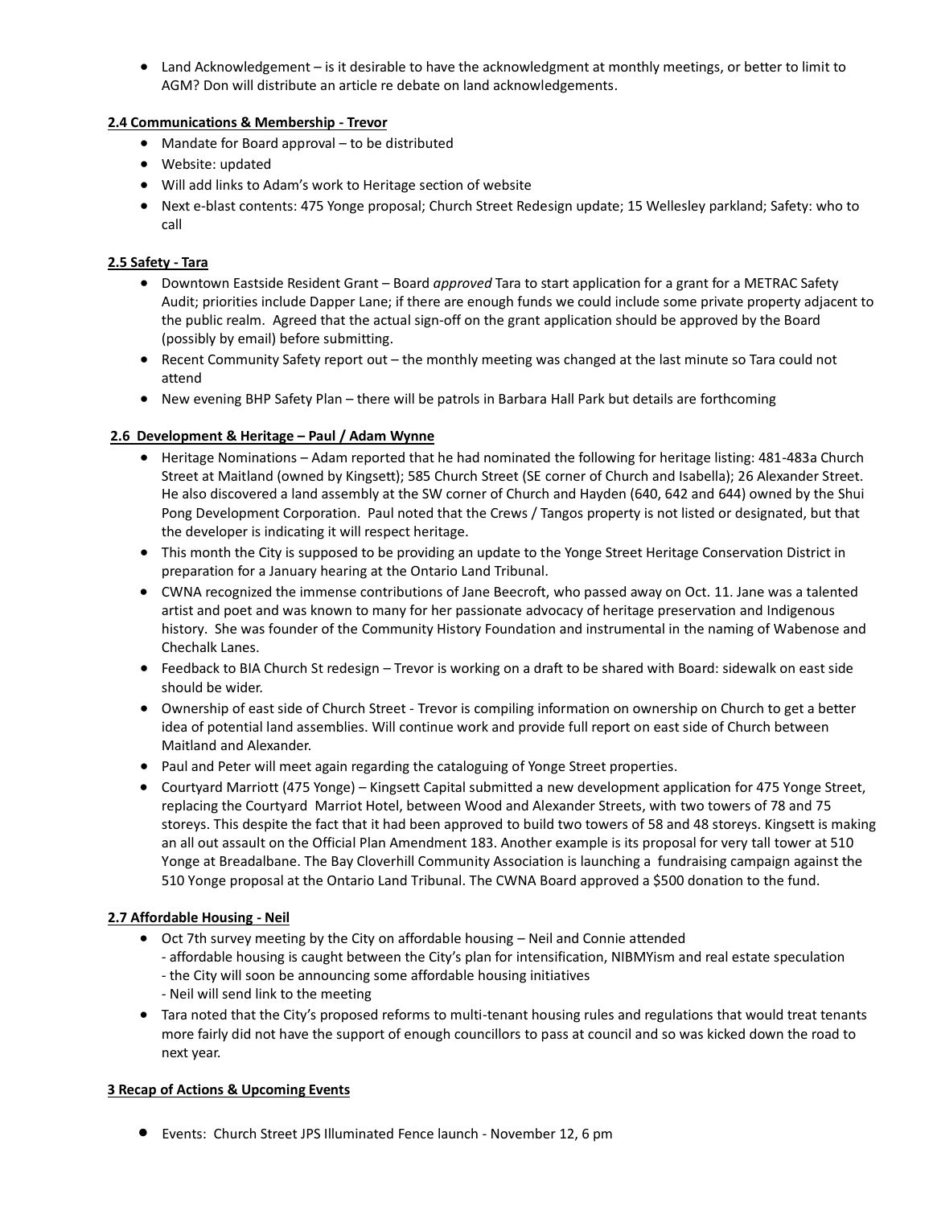- Land Acknowledgement – is it desirable to have the acknowledgment at monthly meetings, or better to limit to AGM? Don will distribute an article re debate on land acknowledgements.

**2.4 Communications & Membership - Trevor**

- Mandate for Board approval – to be distributed
- Website: updated
- Will add links to Adam's work to Heritage section of website
- Next e-blast contents: 475 Yonge proposal; Church Street Redesign update; 15 Wellesley parkland; Safety: who to call

**2.5 Safety - Tara**

- Downtown Eastside Resident Grant – Board *approved* Tara to start application for a grant for a METRAC Safety Audit; priorities include Dapper Lane; if there are enough funds we could include some private property adjacent to the public realm. Agreed that the actual sign-off on the grant application should be approved by the Board (possibly by email) before submitting.
- Recent Community Safety report out – the monthly meeting was changed at the last minute so Tara could not attend
- New evening BHP Safety Plan – there will be patrols in Barbara Hall Park but details are forthcoming

**2.6 Development & Heritage – Paul / Adam Wynne**

- Heritage Nominations – Adam reported that he had nominated the following for heritage listing: 481-483a Church Street at Maitland (owned by Kingsett); 585 Church Street (SE corner of Church and Isabella); 26 Alexander Street. He also discovered a land assembly at the SW corner of Church and Hayden (640, 642 and 644) owned by the Shui Pong Development Corporation. Paul noted that the Crews / Tangos property is not listed or designated, but that the developer is indicating it will respect heritage.
- This month the City is supposed to be providing an update to the Yonge Street Heritage Conservation District in preparation for a January hearing at the Ontario Land Tribunal.
- CWNA recognized the immense contributions of Jane Beecroft, who passed away on Oct. 11. Jane was a talented artist and poet and was known to many for her passionate advocacy of heritage preservation and Indigenous history. She was founder of the Community History Foundation and instrumental in the naming of Wabenose and Chechalk Lanes.
- Feedback to BIA Church St redesign – Trevor is working on a draft to be shared with Board: sidewalk on east side should be wider.
- Ownership of east side of Church Street - Trevor is compiling information on ownership on Church to get a better idea of potential land assemblies. Will continue work and provide full report on east side of Church between Maitland and Alexander.
- Paul and Peter will meet again regarding the cataloguing of Yonge Street properties.
- Courtyard Marriott (475 Yonge) – Kingsett Capital submitted a new development application for 475 Yonge Street, replacing the Courtyard Marriot Hotel, between Wood and Alexander Streets, with two towers of 78 and 75 storeys. This despite the fact that it had been approved to build two towers of 58 and 48 storeys. Kingsett is making an all out assault on the Official Plan Amendment 183. Another example is its proposal for very tall tower at 510 Yonge at Breadalbane. The Bay Cloverhill Community Association is launching a fundraising campaign against the 510 Yonge proposal at the Ontario Land Tribunal. The CWNA Board approved a $500 donation to the fund.

**2.7 Affordable Housing - Neil**

- Oct 7th survey meeting by the City on affordable housing – Neil and Connie attended
  - affordable housing is caught between the City's plan for intensification, NIBMYism and real estate speculation
  - the City will soon be announcing some affordable housing initiatives
  - Neil will send link to the meeting
- Tara noted that the City's proposed reforms to multi-tenant housing rules and regulations that would treat tenants more fairly did not have the support of enough councillors to pass at council and so was kicked down the road to next year.

**3 Recap of Actions & Upcoming Events**

- Events: Church Street JPS Illuminated Fence launch - November 12, 6 pm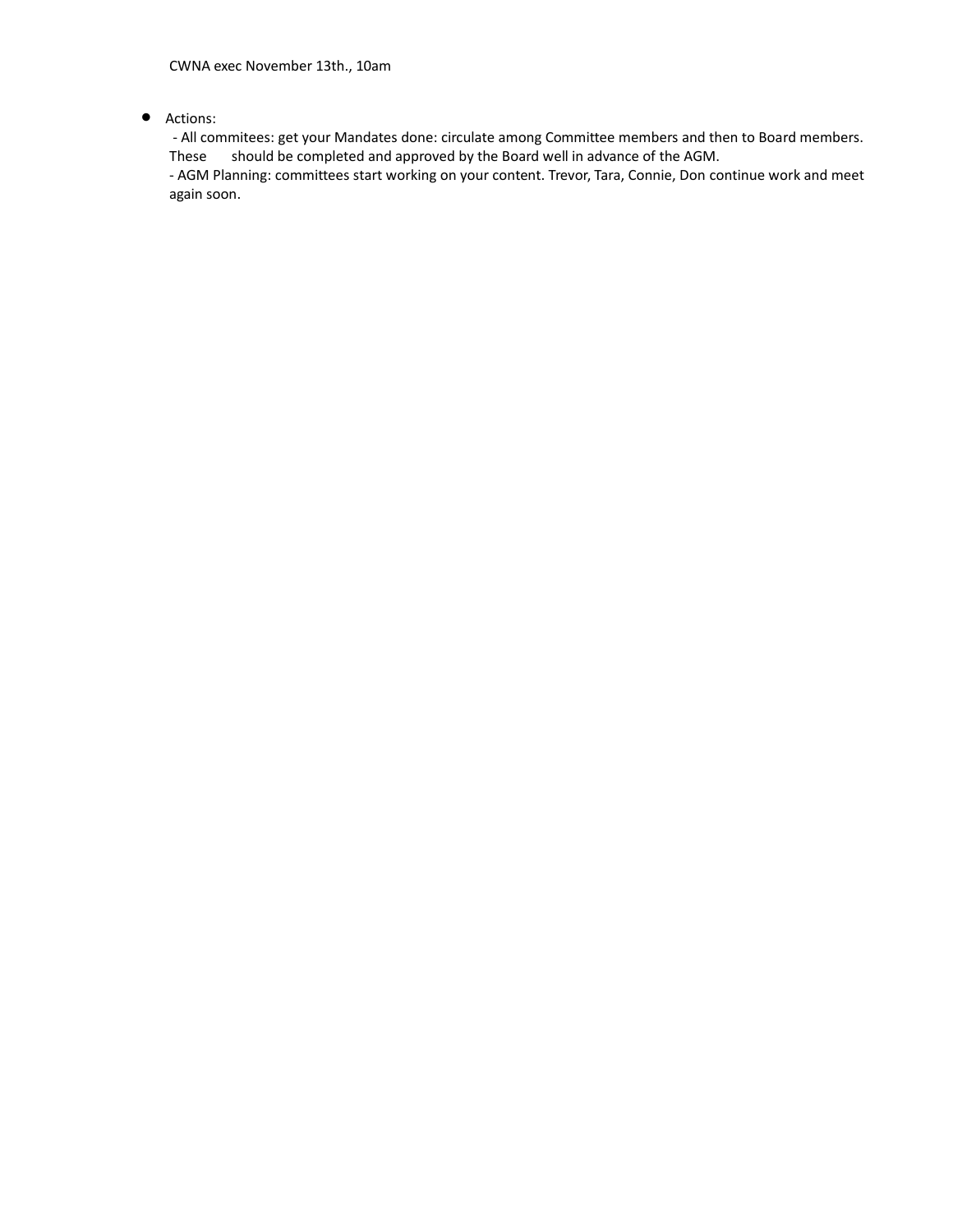CWNA exec November 13th., 10am

- Actions:
  - All commitees: get your Mandates done: circulate among Committee members and then to Board members. These should be completed and approved by the Board well in advance of the AGM.
  - AGM Planning: committees start working on your content. Trevor, Tara, Connie, Don continue work and meet again soon.